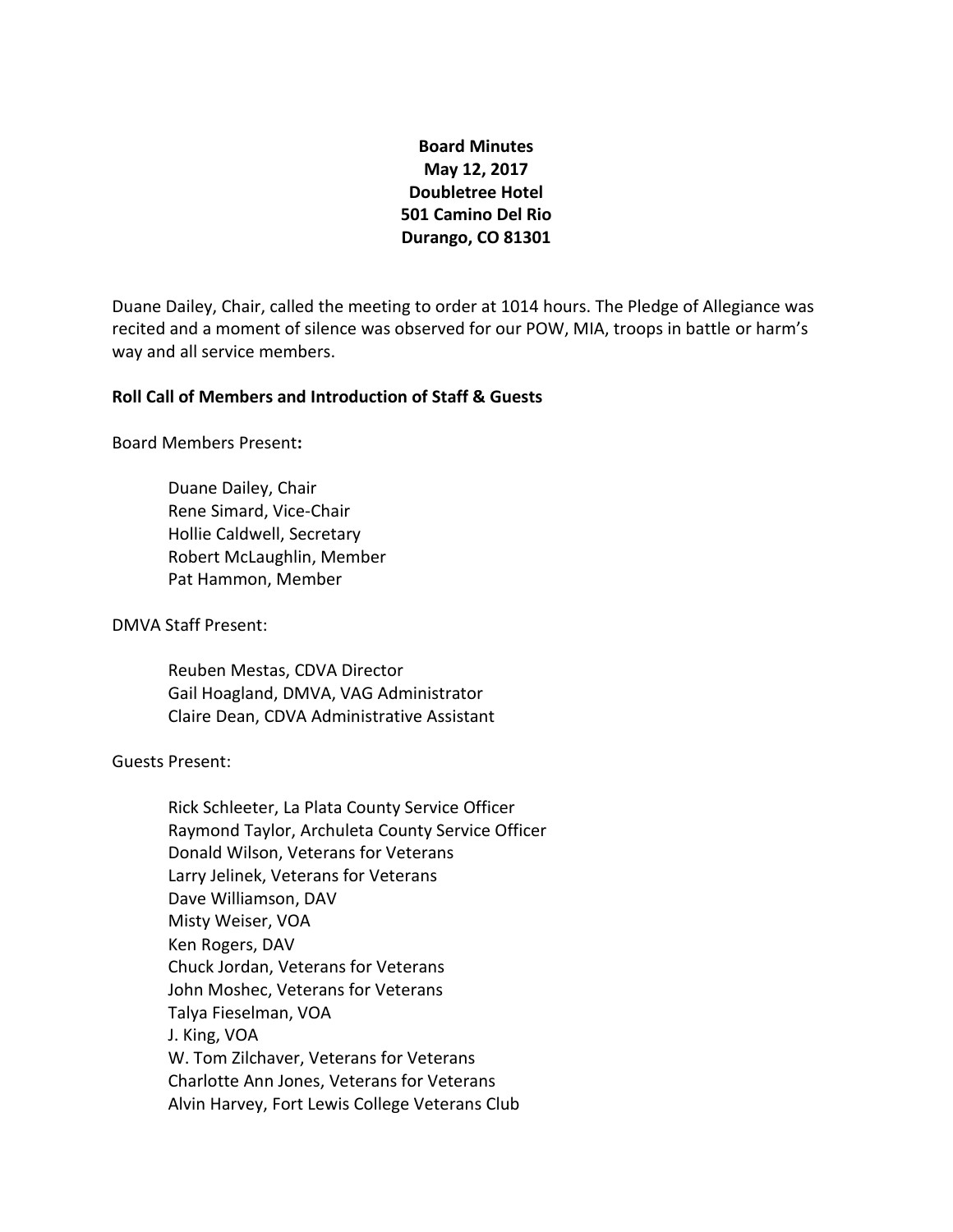**Board Minutes**
**May 12, 2017**
**Doubletree Hotel**
**501 Camino Del Rio**
**Durango, CO 81301**

Duane Dailey, Chair, called the meeting to order at 1014 hours. The Pledge of Allegiance was recited and a moment of silence was observed for our POW, MIA, troops in battle or harm's way and all service members.

**Roll Call of Members and Introduction of Staff & Guests**

Board Members Present**:**

Duane Dailey, Chair
Rene Simard, Vice-Chair
Hollie Caldwell, Secretary
Robert McLaughlin, Member
Pat Hammon, Member

DMVA Staff Present:

Reuben Mestas, CDVA Director
Gail Hoagland, DMVA, VAG Administrator
Claire Dean, CDVA Administrative Assistant

Guests Present:

Rick Schleeter, La Plata County Service Officer
Raymond Taylor, Archuleta County Service Officer
Donald Wilson, Veterans for Veterans
Larry Jelinek, Veterans for Veterans
Dave Williamson, DAV
Misty Weiser, VOA
Ken Rogers, DAV
Chuck Jordan, Veterans for Veterans
John Moshec, Veterans for Veterans
Talya Fieselman, VOA
J. King, VOA
W. Tom Zilchaver, Veterans for Veterans
Charlotte Ann Jones, Veterans for Veterans
Alvin Harvey, Fort Lewis College Veterans Club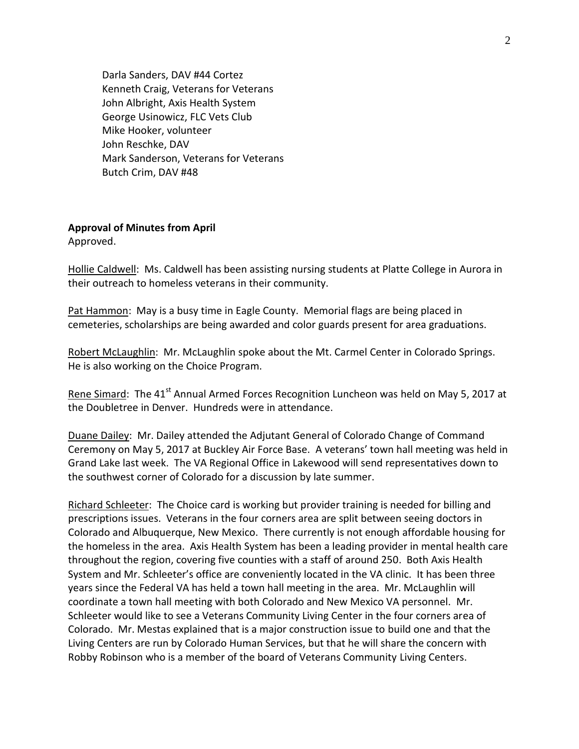Darla Sanders, DAV #44 Cortez
Kenneth Craig, Veterans for Veterans
John Albright, Axis Health System
George Usinowicz, FLC Vets Club
Mike Hooker, volunteer
John Reschke, DAV
Mark Sanderson, Veterans for Veterans
Butch Crim, DAV #48

**Approval of Minutes from April**
Approved.

Hollie Caldwell: Ms. Caldwell has been assisting nursing students at Platte College in Aurora in their outreach to homeless veterans in their community.

Pat Hammon: May is a busy time in Eagle County. Memorial flags are being placed in cemeteries, scholarships are being awarded and color guards present for area graduations.

Robert McLaughlin: Mr. McLaughlin spoke about the Mt. Carmel Center in Colorado Springs. He is also working on the Choice Program.

Rene Simard: The 41st Annual Armed Forces Recognition Luncheon was held on May 5, 2017 at the Doubletree in Denver. Hundreds were in attendance.

Duane Dailey: Mr. Dailey attended the Adjutant General of Colorado Change of Command Ceremony on May 5, 2017 at Buckley Air Force Base. A veterans' town hall meeting was held in Grand Lake last week. The VA Regional Office in Lakewood will send representatives down to the southwest corner of Colorado for a discussion by late summer.

Richard Schleeter: The Choice card is working but provider training is needed for billing and prescriptions issues. Veterans in the four corners area are split between seeing doctors in Colorado and Albuquerque, New Mexico. There currently is not enough affordable housing for the homeless in the area. Axis Health System has been a leading provider in mental health care throughout the region, covering five counties with a staff of around 250. Both Axis Health System and Mr. Schleeter's office are conveniently located in the VA clinic. It has been three years since the Federal VA has held a town hall meeting in the area. Mr. McLaughlin will coordinate a town hall meeting with both Colorado and New Mexico VA personnel. Mr. Schleeter would like to see a Veterans Community Living Center in the four corners area of Colorado. Mr. Mestas explained that is a major construction issue to build one and that the Living Centers are run by Colorado Human Services, but that he will share the concern with Robby Robinson who is a member of the board of Veterans Community Living Centers.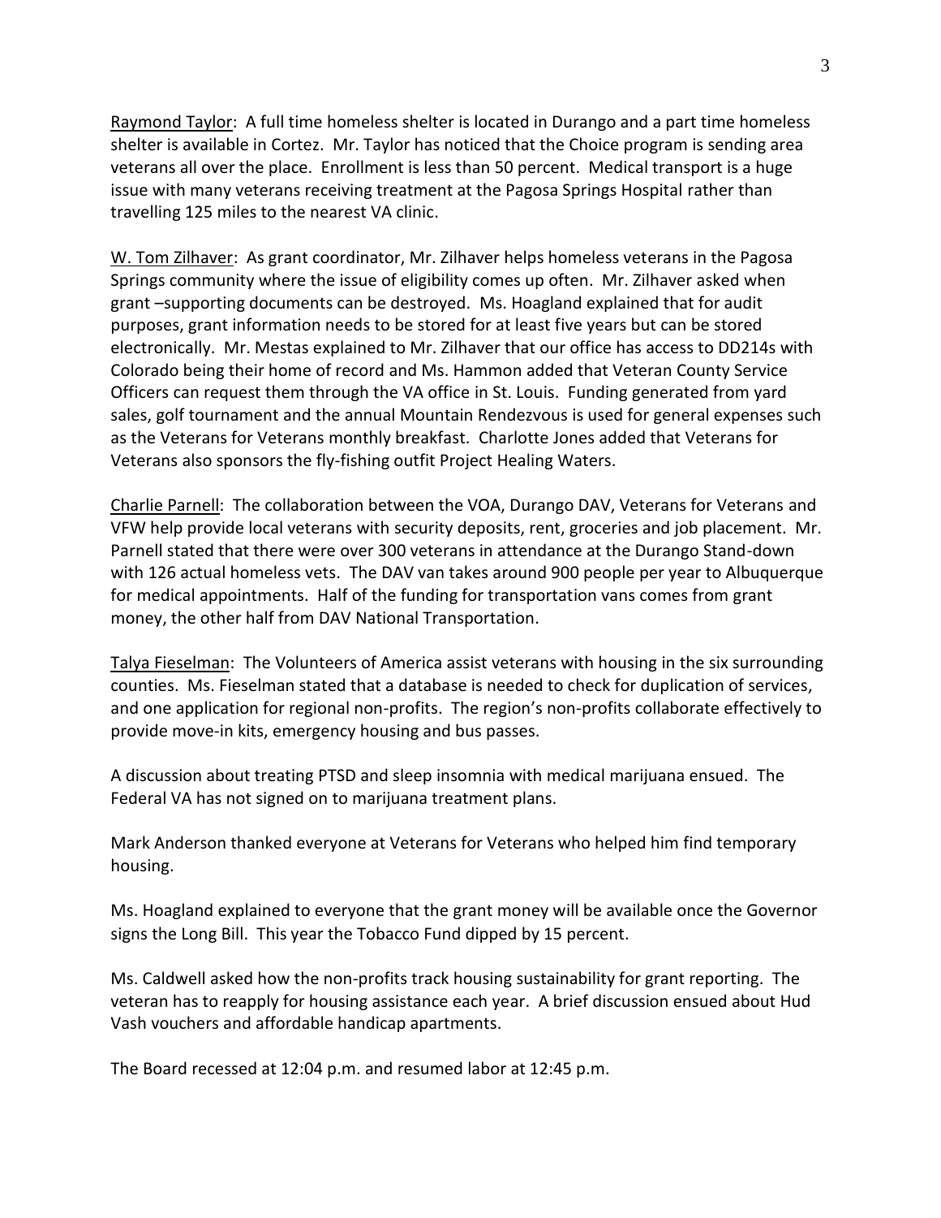Raymond Taylor: A full time homeless shelter is located in Durango and a part time homeless shelter is available in Cortez. Mr. Taylor has noticed that the Choice program is sending area veterans all over the place. Enrollment is less than 50 percent. Medical transport is a huge issue with many veterans receiving treatment at the Pagosa Springs Hospital rather than travelling 125 miles to the nearest VA clinic.

W. Tom Zilhaver: As grant coordinator, Mr. Zilhaver helps homeless veterans in the Pagosa Springs community where the issue of eligibility comes up often. Mr. Zilhaver asked when grant –supporting documents can be destroyed. Ms. Hoagland explained that for audit purposes, grant information needs to be stored for at least five years but can be stored electronically. Mr. Mestas explained to Mr. Zilhaver that our office has access to DD214s with Colorado being their home of record and Ms. Hammon added that Veteran County Service Officers can request them through the VA office in St. Louis. Funding generated from yard sales, golf tournament and the annual Mountain Rendezvous is used for general expenses such as the Veterans for Veterans monthly breakfast. Charlotte Jones added that Veterans for Veterans also sponsors the fly-fishing outfit Project Healing Waters.

Charlie Parnell: The collaboration between the VOA, Durango DAV, Veterans for Veterans and VFW help provide local veterans with security deposits, rent, groceries and job placement. Mr. Parnell stated that there were over 300 veterans in attendance at the Durango Stand-down with 126 actual homeless vets. The DAV van takes around 900 people per year to Albuquerque for medical appointments. Half of the funding for transportation vans comes from grant money, the other half from DAV National Transportation.

Talya Fieselman: The Volunteers of America assist veterans with housing in the six surrounding counties. Ms. Fieselman stated that a database is needed to check for duplication of services, and one application for regional non-profits. The region's non-profits collaborate effectively to provide move-in kits, emergency housing and bus passes.

A discussion about treating PTSD and sleep insomnia with medical marijuana ensued. The Federal VA has not signed on to marijuana treatment plans.

Mark Anderson thanked everyone at Veterans for Veterans who helped him find temporary housing.

Ms. Hoagland explained to everyone that the grant money will be available once the Governor signs the Long Bill. This year the Tobacco Fund dipped by 15 percent.

Ms. Caldwell asked how the non-profits track housing sustainability for grant reporting. The veteran has to reapply for housing assistance each year. A brief discussion ensued about Hud Vash vouchers and affordable handicap apartments.

The Board recessed at 12:04 p.m. and resumed labor at 12:45 p.m.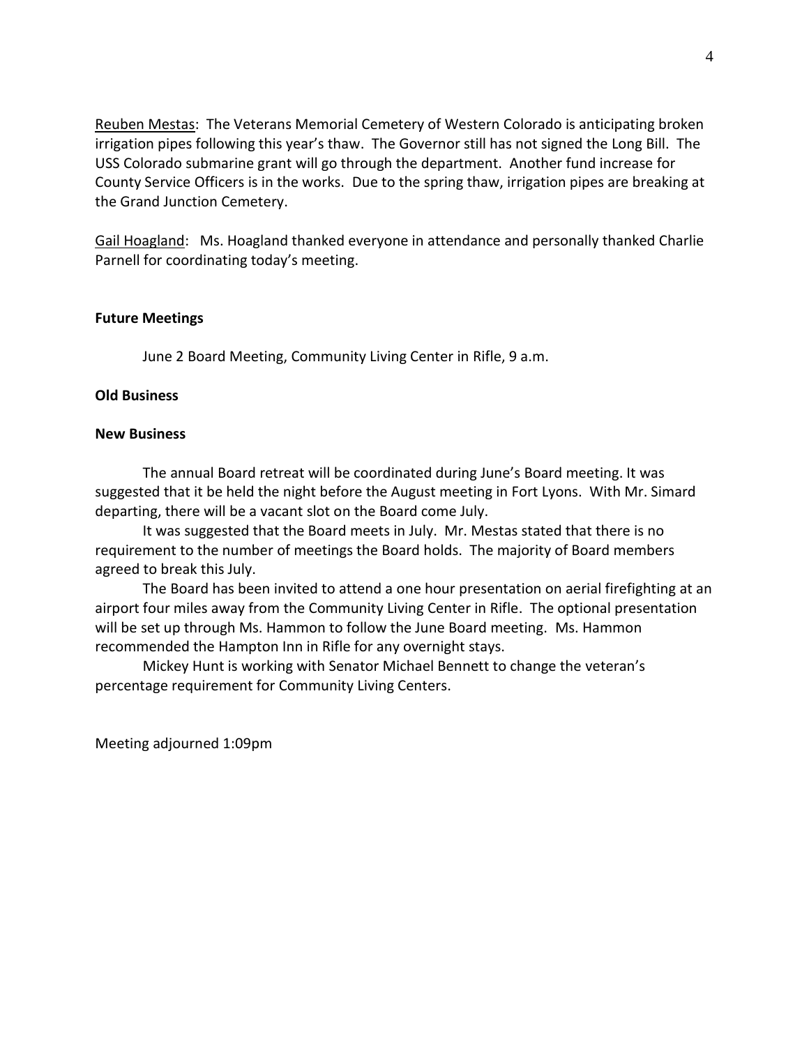Reuben Mestas:  The Veterans Memorial Cemetery of Western Colorado is anticipating broken irrigation pipes following this year's thaw.  The Governor still has not signed the Long Bill.  The USS Colorado submarine grant will go through the department.  Another fund increase for County Service Officers is in the works.  Due to the spring thaw, irrigation pipes are breaking at the Grand Junction Cemetery.

Gail Hoagland:   Ms. Hoagland thanked everyone in attendance and personally thanked Charlie Parnell for coordinating today's meeting.

**Future Meetings**

June 2 Board Meeting, Community Living Center in Rifle, 9 a.m.

**Old Business**

**New Business**

The annual Board retreat will be coordinated during June's Board meeting. It was suggested that it be held the night before the August meeting in Fort Lyons.  With Mr. Simard departing, there will be a vacant slot on the Board come July.

It was suggested that the Board meets in July.  Mr. Mestas stated that there is no requirement to the number of meetings the Board holds.  The majority of Board members agreed to break this July.

The Board has been invited to attend a one hour presentation on aerial firefighting at an airport four miles away from the Community Living Center in Rifle.  The optional presentation will be set up through Ms. Hammon to follow the June Board meeting.  Ms. Hammon recommended the Hampton Inn in Rifle for any overnight stays.

Mickey Hunt is working with Senator Michael Bennett to change the veteran's percentage requirement for Community Living Centers.

Meeting adjourned 1:09pm